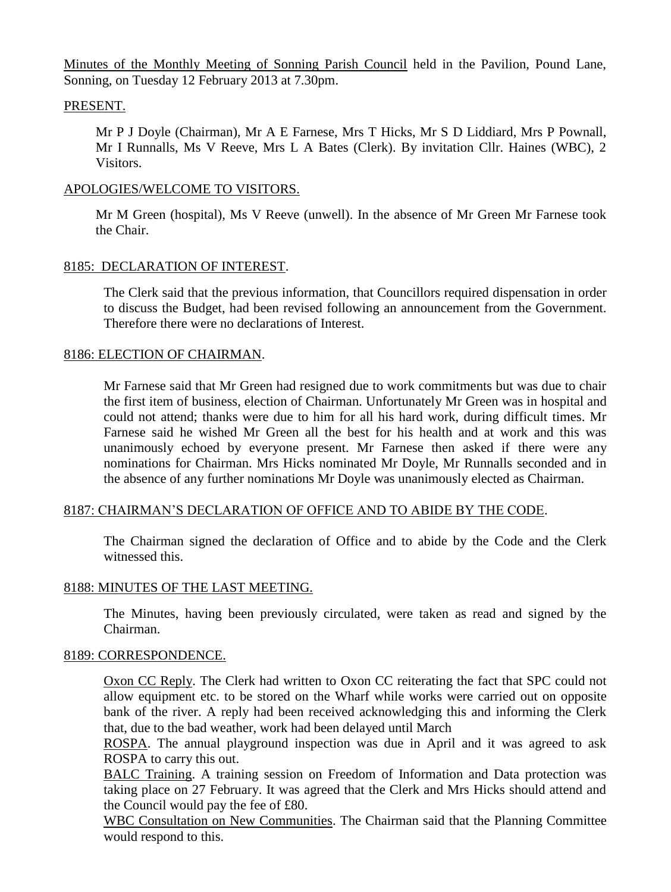Minutes of the Monthly Meeting of Sonning Parish Council held in the Pavilion, Pound Lane, Sonning, on Tuesday 12 February 2013 at 7.30pm.

## PRESENT.

Mr P J Doyle (Chairman), Mr A E Farnese, Mrs T Hicks, Mr S D Liddiard, Mrs P Pownall, Mr I Runnalls, Ms V Reeve, Mrs L A Bates (Clerk). By invitation Cllr. Haines (WBC), 2 Visitors.

## APOLOGIES/WELCOME TO VISITORS.

Mr M Green (hospital), Ms V Reeve (unwell). In the absence of Mr Green Mr Farnese took the Chair.

## 8185: DECLARATION OF INTEREST.

The Clerk said that the previous information, that Councillors required dispensation in order to discuss the Budget, had been revised following an announcement from the Government. Therefore there were no declarations of Interest.

## 8186: ELECTION OF CHAIRMAN.

Mr Farnese said that Mr Green had resigned due to work commitments but was due to chair the first item of business, election of Chairman. Unfortunately Mr Green was in hospital and could not attend; thanks were due to him for all his hard work, during difficult times. Mr Farnese said he wished Mr Green all the best for his health and at work and this was unanimously echoed by everyone present. Mr Farnese then asked if there were any nominations for Chairman. Mrs Hicks nominated Mr Doyle, Mr Runnalls seconded and in the absence of any further nominations Mr Doyle was unanimously elected as Chairman.

## 8187: CHAIRMAN'S DECLARATION OF OFFICE AND TO ABIDE BY THE CODE.

The Chairman signed the declaration of Office and to abide by the Code and the Clerk witnessed this.

## 8188: MINUTES OF THE LAST MEETING.

The Minutes, having been previously circulated, were taken as read and signed by the Chairman.

## 8189: CORRESPONDENCE.

Oxon CC Reply. The Clerk had written to Oxon CC reiterating the fact that SPC could not allow equipment etc. to be stored on the Wharf while works were carried out on opposite bank of the river. A reply had been received acknowledging this and informing the Clerk that, due to the bad weather, work had been delayed until March

ROSPA. The annual playground inspection was due in April and it was agreed to ask ROSPA to carry this out.

BALC Training. A training session on Freedom of Information and Data protection was taking place on 27 February. It was agreed that the Clerk and Mrs Hicks should attend and the Council would pay the fee of £80.

WBC Consultation on New Communities. The Chairman said that the Planning Committee would respond to this.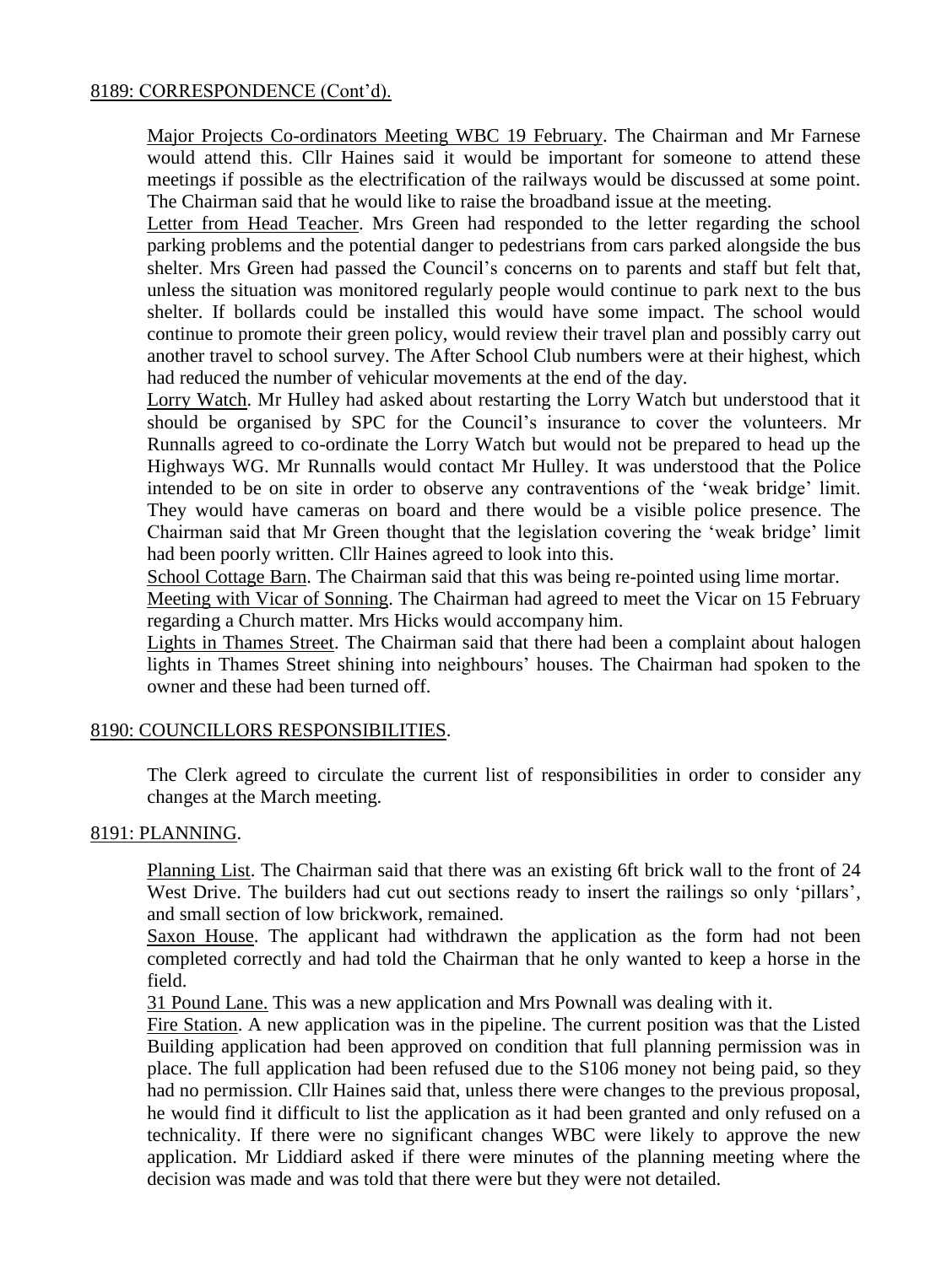## 8189: CORRESPONDENCE (Cont'd).

Major Projects Co-ordinators Meeting WBC 19 February. The Chairman and Mr Farnese would attend this. Cllr Haines said it would be important for someone to attend these meetings if possible as the electrification of the railways would be discussed at some point. The Chairman said that he would like to raise the broadband issue at the meeting.

Letter from Head Teacher. Mrs Green had responded to the letter regarding the school parking problems and the potential danger to pedestrians from cars parked alongside the bus shelter. Mrs Green had passed the Council's concerns on to parents and staff but felt that, unless the situation was monitored regularly people would continue to park next to the bus shelter. If bollards could be installed this would have some impact. The school would continue to promote their green policy, would review their travel plan and possibly carry out another travel to school survey. The After School Club numbers were at their highest, which had reduced the number of vehicular movements at the end of the day.

Lorry Watch. Mr Hulley had asked about restarting the Lorry Watch but understood that it should be organised by SPC for the Council's insurance to cover the volunteers. Mr Runnalls agreed to co-ordinate the Lorry Watch but would not be prepared to head up the Highways WG. Mr Runnalls would contact Mr Hulley. It was understood that the Police intended to be on site in order to observe any contraventions of the 'weak bridge' limit. They would have cameras on board and there would be a visible police presence. The Chairman said that Mr Green thought that the legislation covering the 'weak bridge' limit had been poorly written. Cllr Haines agreed to look into this.

School Cottage Barn. The Chairman said that this was being re-pointed using lime mortar.

Meeting with Vicar of Sonning. The Chairman had agreed to meet the Vicar on 15 February regarding a Church matter. Mrs Hicks would accompany him.

Lights in Thames Street. The Chairman said that there had been a complaint about halogen lights in Thames Street shining into neighbours' houses. The Chairman had spoken to the owner and these had been turned off.

## 8190: COUNCILLORS RESPONSIBILITIES.

The Clerk agreed to circulate the current list of responsibilities in order to consider any changes at the March meeting.

## 8191: PLANNING.

Planning List. The Chairman said that there was an existing 6ft brick wall to the front of 24 West Drive. The builders had cut out sections ready to insert the railings so only 'pillars', and small section of low brickwork, remained.

Saxon House. The applicant had withdrawn the application as the form had not been completed correctly and had told the Chairman that he only wanted to keep a horse in the field.

31 Pound Lane. This was a new application and Mrs Pownall was dealing with it.

Fire Station. A new application was in the pipeline. The current position was that the Listed Building application had been approved on condition that full planning permission was in place. The full application had been refused due to the S106 money not being paid, so they had no permission. Cllr Haines said that, unless there were changes to the previous proposal, he would find it difficult to list the application as it had been granted and only refused on a technicality. If there were no significant changes WBC were likely to approve the new application. Mr Liddiard asked if there were minutes of the planning meeting where the decision was made and was told that there were but they were not detailed.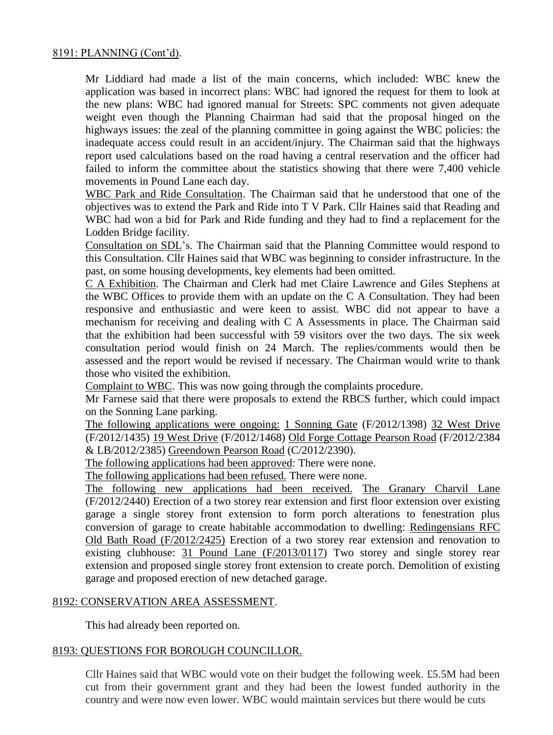8191: PLANNING (Cont'd).

Mr Liddiard had made a list of the main concerns, which included: WBC knew the application was based in incorrect plans: WBC had ignored the request for them to look at the new plans: WBC had ignored manual for Streets: SPC comments not given adequate weight even though the Planning Chairman had said that the proposal hinged on the highways issues: the zeal of the planning committee in going against the WBC policies: the inadequate access could result in an accident/injury. The Chairman said that the highways report used calculations based on the road having a central reservation and the officer had failed to inform the committee about the statistics showing that there were 7,400 vehicle movements in Pound Lane each day.

WBC Park and Ride Consultation. The Chairman said that he understood that one of the objectives was to extend the Park and Ride into T V Park. Cllr Haines said that Reading and WBC had won a bid for Park and Ride funding and they had to find a replacement for the Lodden Bridge facility.

Consultation on SDL's. The Chairman said that the Planning Committee would respond to this Consultation. Cllr Haines said that WBC was beginning to consider infrastructure. In the past, on some housing developments, key elements had been omitted.

C A Exhibition. The Chairman and Clerk had met Claire Lawrence and Giles Stephens at the WBC Offices to provide them with an update on the C A Consultation. They had been responsive and enthusiastic and were keen to assist. WBC did not appear to have a mechanism for receiving and dealing with C A Assessments in place. The Chairman said that the exhibition had been successful with 59 visitors over the two days. The six week consultation period would finish on 24 March. The replies/comments would then be assessed and the report would be revised if necessary. The Chairman would write to thank those who visited the exhibition.

Complaint to WBC. This was now going through the complaints procedure.

Mr Farnese said that there were proposals to extend the RBCS further, which could impact on the Sonning Lane parking.

The following applications were ongoing: 1 Sonning Gate (F/2012/1398) 32 West Drive (F/2012/1435) 19 West Drive (F/2012/1468) Old Forge Cottage Pearson Road (F/2012/2384 & LB/2012/2385) Greendown Pearson Road (C/2012/2390).

The following applications had been approved: There were none.

The following applications had been refused. There were none.

The following new applications had been received. The Granary Charvil Lane (F/2012/2440) Erection of a two storey rear extension and first floor extension over existing garage a single storey front extension to form porch alterations to fenestration plus conversion of garage to create habitable accommodation to dwelling: Redingensians RFC Old Bath Road (F/2012/2425) Erection of a two storey rear extension and renovation to existing clubhouse: 31 Pound Lane (F/2013/0117) Two storey and single storey rear extension and proposed single storey front extension to create porch. Demolition of existing garage and proposed erection of new detached garage.

8192: CONSERVATION AREA ASSESSMENT.

This had already been reported on.

8193: QUESTIONS FOR BOROUGH COUNCILLOR.

Cllr Haines said that WBC would vote on their budget the following week. £5.5M had been cut from their government grant and they had been the lowest funded authority in the country and were now even lower. WBC would maintain services but there would be cuts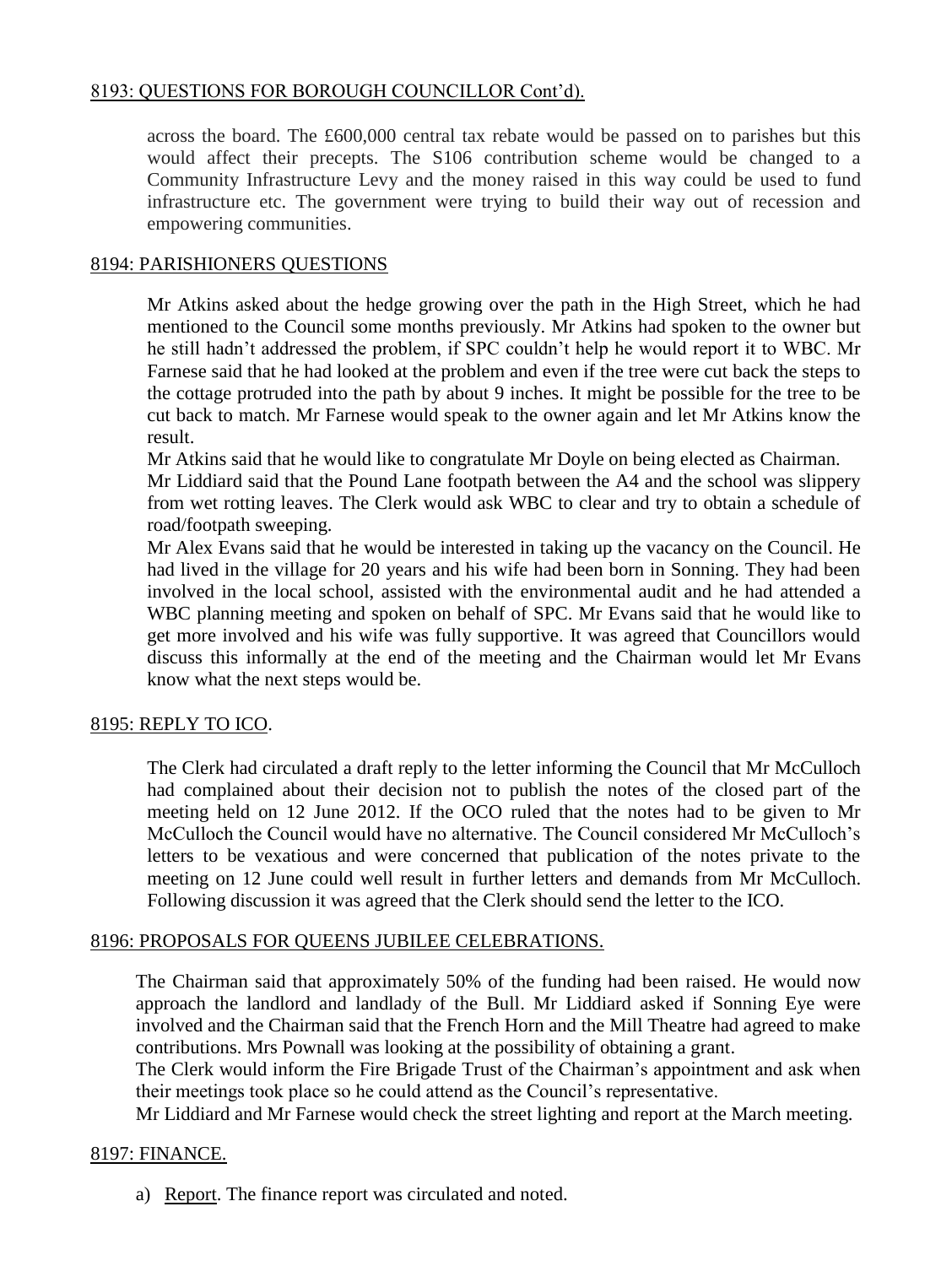## 8193: QUESTIONS FOR BOROUGH COUNCILLOR Cont'd).

across the board. The £600,000 central tax rebate would be passed on to parishes but this would affect their precepts. The S106 contribution scheme would be changed to a Community Infrastructure Levy and the money raised in this way could be used to fund infrastructure etc. The government were trying to build their way out of recession and empowering communities.

## 8194: PARISHIONERS QUESTIONS

Mr Atkins asked about the hedge growing over the path in the High Street, which he had mentioned to the Council some months previously. Mr Atkins had spoken to the owner but he still hadn't addressed the problem, if SPC couldn't help he would report it to WBC. Mr Farnese said that he had looked at the problem and even if the tree were cut back the steps to the cottage protruded into the path by about 9 inches. It might be possible for the tree to be cut back to match. Mr Farnese would speak to the owner again and let Mr Atkins know the result.

Mr Atkins said that he would like to congratulate Mr Doyle on being elected as Chairman.

Mr Liddiard said that the Pound Lane footpath between the A4 and the school was slippery from wet rotting leaves. The Clerk would ask WBC to clear and try to obtain a schedule of road/footpath sweeping.

Mr Alex Evans said that he would be interested in taking up the vacancy on the Council. He had lived in the village for 20 years and his wife had been born in Sonning. They had been involved in the local school, assisted with the environmental audit and he had attended a WBC planning meeting and spoken on behalf of SPC. Mr Evans said that he would like to get more involved and his wife was fully supportive. It was agreed that Councillors would discuss this informally at the end of the meeting and the Chairman would let Mr Evans know what the next steps would be.

## 8195: REPLY TO ICO.

The Clerk had circulated a draft reply to the letter informing the Council that Mr McCulloch had complained about their decision not to publish the notes of the closed part of the meeting held on 12 June 2012. If the OCO ruled that the notes had to be given to Mr McCulloch the Council would have no alternative. The Council considered Mr McCulloch's letters to be vexatious and were concerned that publication of the notes private to the meeting on 12 June could well result in further letters and demands from Mr McCulloch. Following discussion it was agreed that the Clerk should send the letter to the ICO.

## 8196: PROPOSALS FOR QUEENS JUBILEE CELEBRATIONS.

The Chairman said that approximately 50% of the funding had been raised. He would now approach the landlord and landlady of the Bull. Mr Liddiard asked if Sonning Eye were involved and the Chairman said that the French Horn and the Mill Theatre had agreed to make contributions. Mrs Pownall was looking at the possibility of obtaining a grant.

The Clerk would inform the Fire Brigade Trust of the Chairman's appointment and ask when their meetings took place so he could attend as the Council's representative.

Mr Liddiard and Mr Farnese would check the street lighting and report at the March meeting.

## 8197: FINANCE.

a) Report. The finance report was circulated and noted.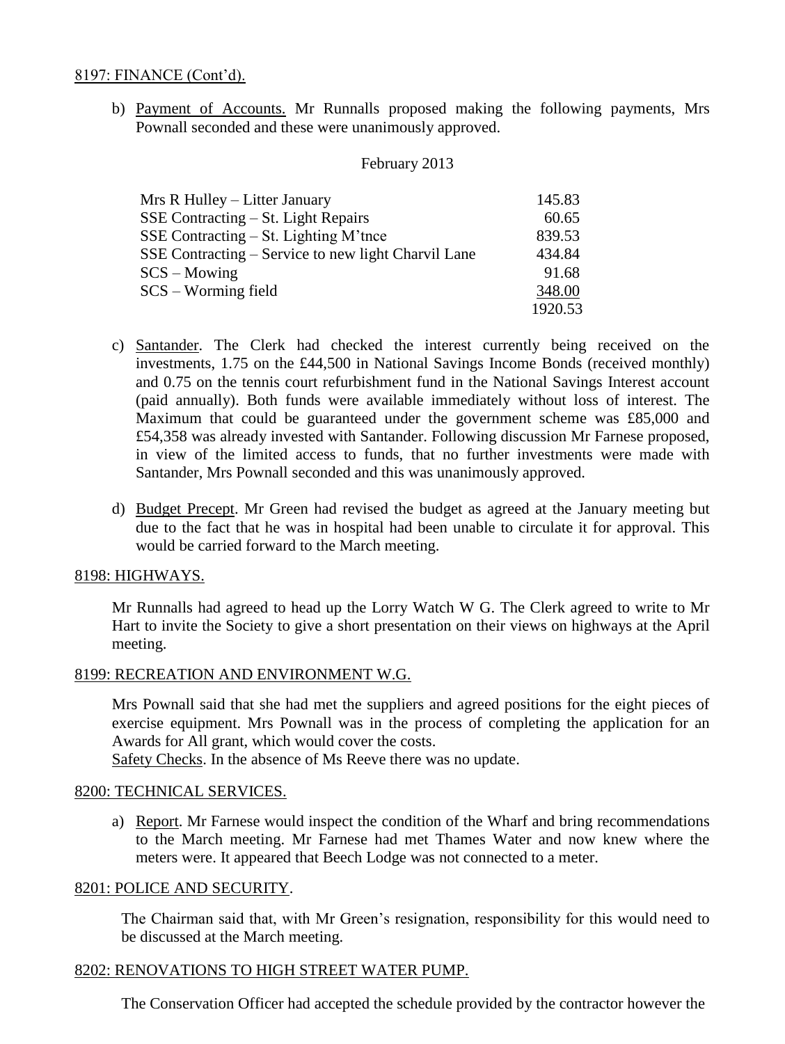8197: FINANCE (Cont'd).

b) Payment of Accounts. Mr Runnalls proposed making the following payments, Mrs Pownall seconded and these were unanimously approved.

February 2013

| | |
|---|---|
| Mrs R Hulley – Litter January | 145.83 |
| SSE Contracting – St. Light Repairs | 60.65 |
| SSE Contracting – St. Lighting M'tnce | 839.53 |
| SSE Contracting – Service to new light Charvil Lane | 434.84 |
| SCS – Mowing | 91.68 |
| SCS – Worming field | 348.00 |
| | 1920.53 |

c) Santander. The Clerk had checked the interest currently being received on the investments, 1.75 on the £44,500 in National Savings Income Bonds (received monthly) and 0.75 on the tennis court refurbishment fund in the National Savings Interest account (paid annually). Both funds were available immediately without loss of interest. The Maximum that could be guaranteed under the government scheme was £85,000 and £54,358 was already invested with Santander. Following discussion Mr Farnese proposed, in view of the limited access to funds, that no further investments were made with Santander, Mrs Pownall seconded and this was unanimously approved.

d) Budget Precept. Mr Green had revised the budget as agreed at the January meeting but due to the fact that he was in hospital had been unable to circulate it for approval. This would be carried forward to the March meeting.

8198: HIGHWAYS.

Mr Runnalls had agreed to head up the Lorry Watch W G. The Clerk agreed to write to Mr Hart to invite the Society to give a short presentation on their views on highways at the April meeting.

8199: RECREATION AND ENVIRONMENT W.G.

Mrs Pownall said that she had met the suppliers and agreed positions for the eight pieces of exercise equipment. Mrs Pownall was in the process of completing the application for an Awards for All grant, which would cover the costs.
Safety Checks. In the absence of Ms Reeve there was no update.

8200: TECHNICAL SERVICES.

a) Report. Mr Farnese would inspect the condition of the Wharf and bring recommendations to the March meeting. Mr Farnese had met Thames Water and now knew where the meters were. It appeared that Beech Lodge was not connected to a meter.

8201: POLICE AND SECURITY.

The Chairman said that, with Mr Green's resignation, responsibility for this would need to be discussed at the March meeting.

8202: RENOVATIONS TO HIGH STREET WATER PUMP.

The Conservation Officer had accepted the schedule provided by the contractor however the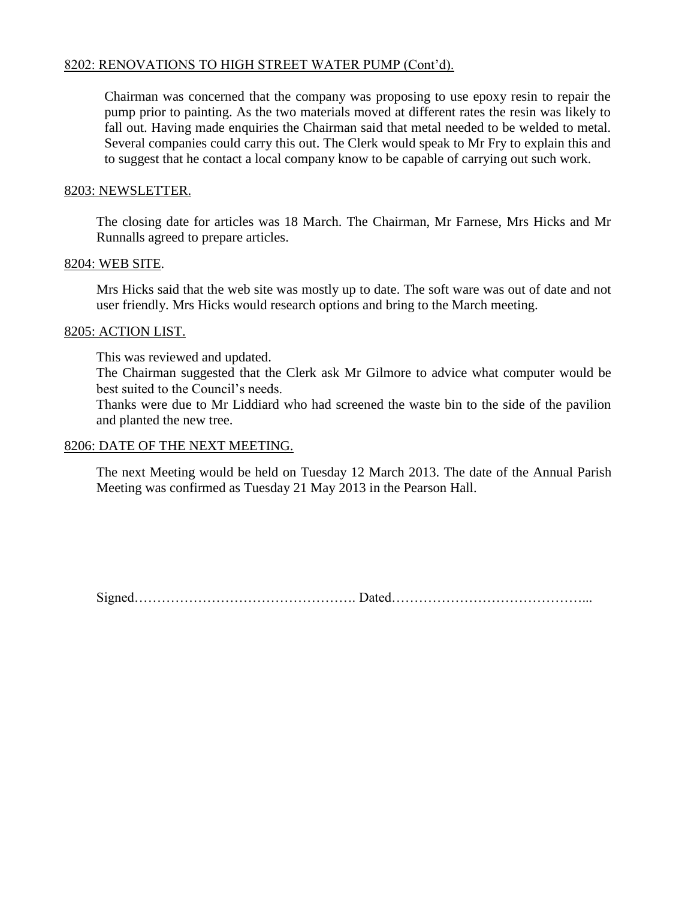8202: RENOVATIONS TO HIGH STREET WATER PUMP (Cont'd).

Chairman was concerned that the company was proposing to use epoxy resin to repair the pump prior to painting. As the two materials moved at different rates the resin was likely to fall out. Having made enquiries the Chairman said that metal needed to be welded to metal. Several companies could carry this out. The Clerk would speak to Mr Fry to explain this and to suggest that he contact a local company know to be capable of carrying out such work.

8203: NEWSLETTER.

The closing date for articles was 18 March. The Chairman, Mr Farnese, Mrs Hicks and Mr Runnalls agreed to prepare articles.

8204: WEB SITE.

Mrs Hicks said that the web site was mostly up to date. The soft ware was out of date and not user friendly. Mrs Hicks would research options and bring to the March meeting.

8205: ACTION LIST.

This was reviewed and updated.

The Chairman suggested that the Clerk ask Mr Gilmore to advice what computer would be best suited to the Council's needs.

Thanks were due to Mr Liddiard who had screened the waste bin to the side of the pavilion and planted the new tree.

8206: DATE OF THE NEXT MEETING.

The next Meeting would be held on Tuesday 12 March 2013. The date of the Annual Parish Meeting was confirmed as Tuesday 21 May 2013 in the Pearson Hall.

Signed…………………………………………. Dated……………………………………...